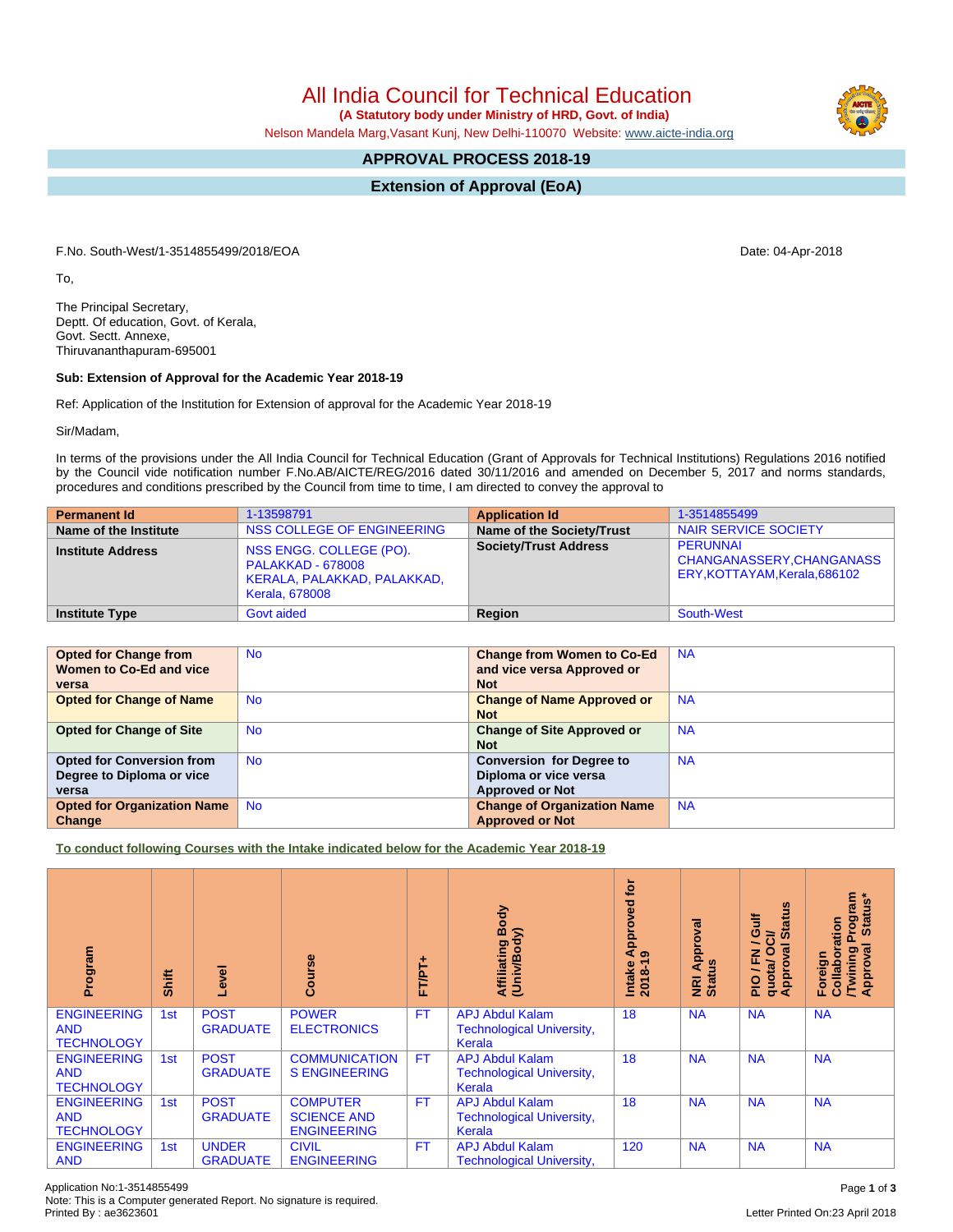# All India Council for Technical Education

**(A Statutory body under Ministry of HRD, Govt. of India)**

Nelson Mandela Marg,Vasant Kunj, New Delhi-110070 Website: www.aicte-india.org

## APPROVAL PROCESS 2018-19

## Extension of Approval (EoA)

F.No. South-West/1-3514855499/2018/EOA

Date: 04-Apr-2018

To,

The Principal Secretary,
Deptt. Of education, Govt. of Kerala,
Govt. Sectt. Annexe,
Thiruvananthapuram-695001

**Sub: Extension of Approval for the Academic Year 2018-19**

Ref: Application of the Institution for Extension of approval for the Academic Year 2018-19

Sir/Madam,

In terms of the provisions under the All India Council for Technical Education (Grant of Approvals for Technical Institutions) Regulations 2016 notified by the Council vide notification number F.No.AB/AICTE/REG/2016 dated 30/11/2016 and amended on December 5, 2017 and norms standards, procedures and conditions prescribed by the Council from time to time, I am directed to convey the approval to

| **Permanent Id** | 1-13598791 | **Application Id** | 1-3514855499 |
|---|---|---|---|
| **Name of the Institute** | NSS COLLEGE OF ENGINEERING | **Name of the Society/Trust** | NAIR SERVICE SOCIETY |
| **Institute Address** | NSS ENGG. COLLEGE (PO). PALAKKAD - 678008 KERALA, PALAKKAD, PALAKKAD, Kerala, 678008 | **Society/Trust Address** | PERUNNAI CHANGANASSERY,CHANGANASSERY,KOTTAYAM,Kerala,686102 |
| **Institute Type** | Govt aided | **Region** | South-West |

| **Opted for Change from Women to Co-Ed and vice versa** | No | **Change from Women to Co-Ed and vice versa Approved or Not** | NA |
|---|---|---|---|
| **Opted for Change of Name** | No | **Change of Name Approved or Not** | NA |
| **Opted for Change of Site** | No | **Change of Site Approved or Not** | NA |
| **Opted for Conversion from Degree to Diploma or vice versa** | No | **Conversion for Degree to Diploma or vice versa Approved or Not** | NA |
| **Opted for Organization Name Change** | No | **Change of Organization Name Approved or Not** | NA |

**To conduct following Courses with the Intake indicated below for the Academic Year 2018-19**

| Program | Shift | Level | Course | FT/PT+ | Affiliating Body (Univ/Body) | Intake Approved for 2018-19 | NRI Approval Status | PIO / FN / Gulf quota/ OCI/ Approval Status | Foreign Collaboration /Twining Program Approval Status* |
|---|---|---|---|---|---|---|---|---|---|
| ENGINEERING AND TECHNOLOGY | 1st | POST GRADUATE | POWER ELECTRONICS | FT | APJ Abdul Kalam Technological University, Kerala | 18 | NA | NA | NA |
| ENGINEERING AND TECHNOLOGY | 1st | POST GRADUATE | COMMUNICATIONS ENGINEERING | FT | APJ Abdul Kalam Technological University, Kerala | 18 | NA | NA | NA |
| ENGINEERING AND TECHNOLOGY | 1st | POST GRADUATE | COMPUTER SCIENCE AND ENGINEERING | FT | APJ Abdul Kalam Technological University, Kerala | 18 | NA | NA | NA |
| ENGINEERING AND | 1st | UNDER GRADUATE | CIVIL ENGINEERING | FT | APJ Abdul Kalam Technological University, | 120 | NA | NA | NA |

Application No:1-3514855499
Note: This is a Computer generated Report. No signature is required.
Printed By : ae3623601

Letter Printed On:23 April 2018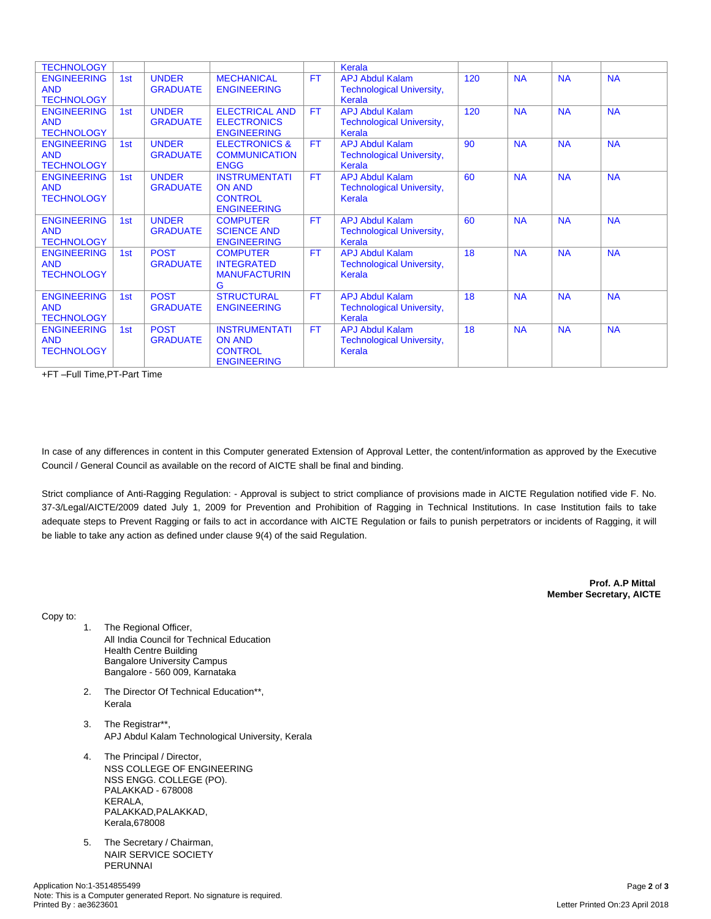| | | | | | | | | | |
|---|---|---|---|---|---|---|---|---|---|
| TECHNOLOGY | | | | | Kerala | | | | |
| ENGINEERING AND TECHNOLOGY | 1st | UNDER GRADUATE | MECHANICAL ENGINEERING | FT | APJ Abdul Kalam Technological University, Kerala | 120 | NA | NA | NA |
| ENGINEERING AND TECHNOLOGY | 1st | UNDER GRADUATE | ELECTRICAL AND ELECTRONICS ENGINEERING | FT | APJ Abdul Kalam Technological University, Kerala | 120 | NA | NA | NA |
| ENGINEERING AND TECHNOLOGY | 1st | UNDER GRADUATE | ELECTRONICS & COMMUNICATION ENGG | FT | APJ Abdul Kalam Technological University, Kerala | 90 | NA | NA | NA |
| ENGINEERING AND TECHNOLOGY | 1st | UNDER GRADUATE | INSTRUMENTATION AND CONTROL ENGINEERING | FT | APJ Abdul Kalam Technological University, Kerala | 60 | NA | NA | NA |
| ENGINEERING AND TECHNOLOGY | 1st | UNDER GRADUATE | COMPUTER SCIENCE AND ENGINEERING | FT | APJ Abdul Kalam Technological University, Kerala | 60 | NA | NA | NA |
| ENGINEERING AND TECHNOLOGY | 1st | POST GRADUATE | COMPUTER INTEGRATED MANUFACTURING | FT | APJ Abdul Kalam Technological University, Kerala | 18 | NA | NA | NA |
| ENGINEERING AND TECHNOLOGY | 1st | POST GRADUATE | STRUCTURAL ENGINEERING | FT | APJ Abdul Kalam Technological University, Kerala | 18 | NA | NA | NA |
| ENGINEERING AND TECHNOLOGY | 1st | POST GRADUATE | INSTRUMENTATION AND CONTROL ENGINEERING | FT | APJ Abdul Kalam Technological University, Kerala | 18 | NA | NA | NA |

+FT –Full Time,PT-Part Time

In case of any differences in content in this Computer generated Extension of Approval Letter, the content/information as approved by the Executive Council / General Council as available on the record of AICTE shall be final and binding.

Strict compliance of Anti-Ragging Regulation: - Approval is subject to strict compliance of provisions made in AICTE Regulation notified vide F. No. 37-3/Legal/AICTE/2009 dated July 1, 2009 for Prevention and Prohibition of Ragging in Technical Institutions. In case Institution fails to take adequate steps to Prevent Ragging or fails to act in accordance with AICTE Regulation or fails to punish perpetrators or incidents of Ragging, it will be liable to take any action as defined under clause 9(4) of the said Regulation.

**Prof. A.P Mittal**
**Member Secretary, AICTE**

Copy to:

1. The Regional Officer,
   All India Council for Technical Education
   Health Centre Building
   Bangalore University Campus
   Bangalore - 560 009, Karnataka

2. The Director Of Technical Education**,
   Kerala

3. The Registrar**,
   APJ Abdul Kalam Technological University, Kerala

4. The Principal / Director,
   NSS COLLEGE OF ENGINEERING
   NSS ENGG. COLLEGE (PO).
   PALAKKAD - 678008
   KERALA,
   PALAKKAD,PALAKKAD,
   Kerala,678008

5. The Secretary / Chairman,
   NAIR SERVICE SOCIETY
   PERUNNAI

Application No:1-3514855499
Note: This is a Computer generated Report. No signature is required.
Printed By : ae3623601

Letter Printed On:23 April 2018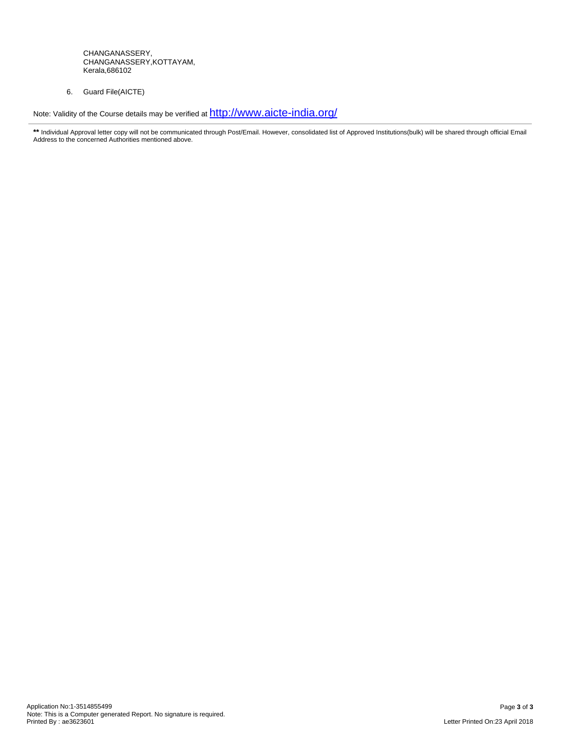CHANGANASSERY,
CHANGANASSERY,KOTTAYAM,
Kerala,686102

6. Guard File(AICTE)

Note: Validity of the Course details may be verified at http://www.aicte-india.org/

---

**\*\*** Individual Approval letter copy will not be communicated through Post/Email. However, consolidated list of Approved Institutions(bulk) will be shared through official Email Address to the concerned Authorities mentioned above.

Application No:1-3514855499
Note: This is a Computer generated Report. No signature is required.
Printed By : ae3623601

Letter Printed On:23 April 2018